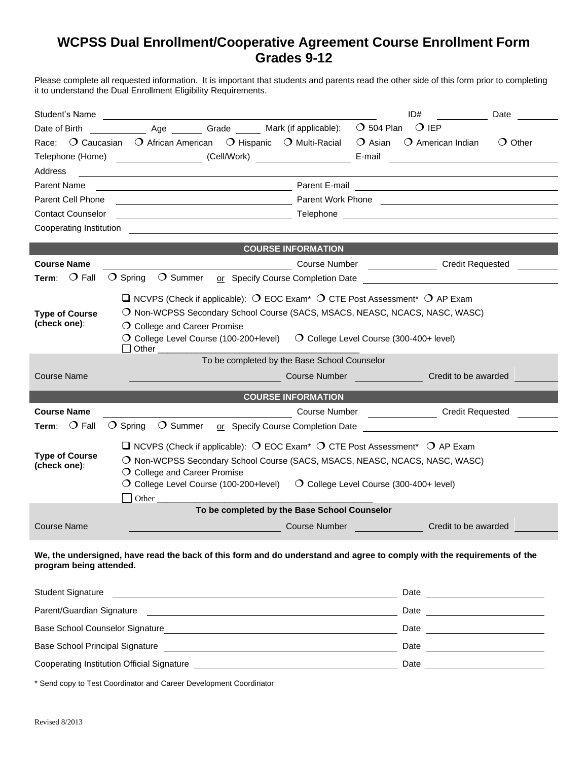# WCPSS Dual Enrollment/Cooperative Agreement Course Enrollment Form Grades 9-12

Please complete all requested information. It is important that students and parents read the other side of this form prior to completing it to understand the Dual Enrollment Eligibility Requirements.

Student's Name ______________________ ID# __________ Date ________

Date of Birth __________ Age ______ Grade _____ Mark (if applicable): ❍ 504 Plan ❍ IEP

Race: ❍ Caucasian ❍ African American ❍ Hispanic ❍ Multi-Racial ❍ Asian ❍ American Indian ❍ Other

Telephone (Home) ______________ (Cell/Work) ______________ E-mail ______________

Address ______________________________________________

Parent Name ______________________ Parent E-mail ______________________

Parent Cell Phone ______________________ Parent Work Phone ______________________

Contact Counselor ______________________ Telephone ______________________

Cooperating Institution ______________________________________________

## COURSE INFORMATION

**Course Name** ______________________ Course Number ____________ Credit Requested ________

**Term**: ❍ Fall ❍ Spring ❍ Summer or Specify Course Completion Date ______________________

**Type of Course (check one)**:

- ❑ NCVPS (Check if applicable): ❍ EOC Exam* ❍ CTE Post Assessment* ❍ AP Exam
- ❍ Non-WCPSS Secondary School Course (SACS, MSACS, NEASC, NCACS, NASC, WASC)
- ❍ College and Career Promise
- ❍ College Level Course (100-200+level) ❍ College Level Course (300-400+ level)
- ☐ Other ______________________________

To be completed by the Base School Counselor

Course Name ______________________ Course Number ____________ Credit to be awarded ________

## COURSE INFORMATION

**Course Name** ______________________ Course Number ____________ Credit Requested ________

**Term**: ❍ Fall ❍ Spring ❍ Summer or Specify Course Completion Date ______________________

**Type of Course (check one)**:

- ❑ NCVPS (Check if applicable): ❍ EOC Exam* ❍ CTE Post Assessment* ❍ AP Exam
- ❍ Non-WCPSS Secondary School Course (SACS, MSACS, NEASC, NCACS, NASC, WASC)
- ❍ College and Career Promise
- ❍ College Level Course (100-200+level) ❍ College Level Course (300-400+ level)
- ☐ Other ______________________________

**To be completed by the Base School Counselor**

Course Name ______________________ Course Number ____________ Credit to be awarded ________

**We, the undersigned, have read the back of this form and do understand and agree to comply with the requirements of the program being attended.**

Student Signature ______________________________ Date ______________

Parent/Guardian Signature ______________________________ Date ______________

Base School Counselor Signature ______________________________ Date ______________

Base School Principal Signature ______________________________ Date ______________

Cooperating Institution Official Signature ______________________________ Date ______________

\* Send copy to Test Coordinator and Career Development Coordinator

Revised 8/2013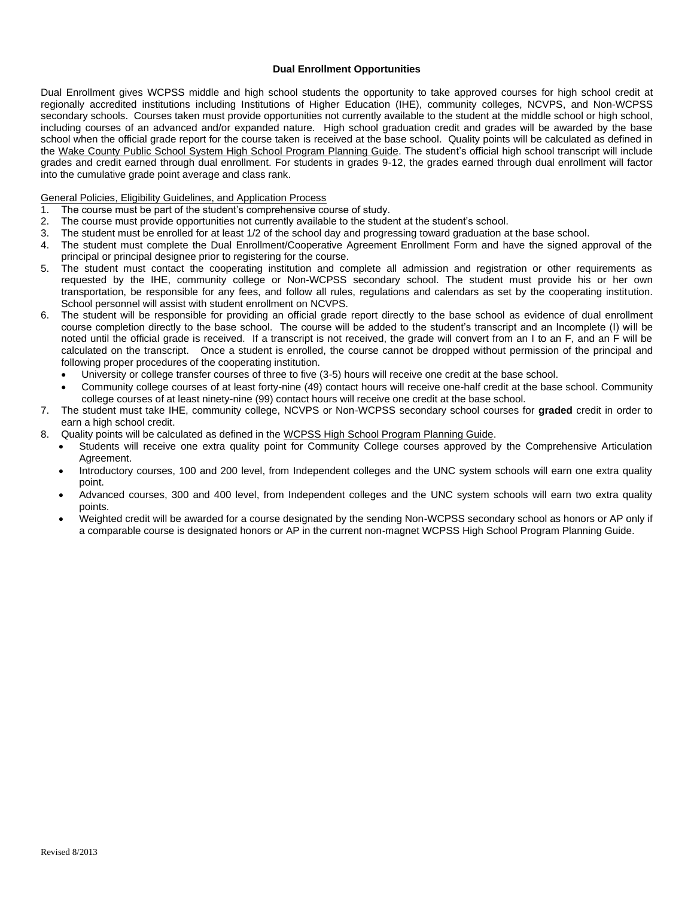## Dual Enrollment Opportunities

Dual Enrollment gives WCPSS middle and high school students the opportunity to take approved courses for high school credit at regionally accredited institutions including Institutions of Higher Education (IHE), community colleges, NCVPS, and Non-WCPSS secondary schools. Courses taken must provide opportunities not currently available to the student at the middle school or high school, including courses of an advanced and/or expanded nature. High school graduation credit and grades will be awarded by the base school when the official grade report for the course taken is received at the base school. Quality points will be calculated as defined in the Wake County Public School System High School Program Planning Guide. The student's official high school transcript will include grades and credit earned through dual enrollment. For students in grades 9-12, the grades earned through dual enrollment will factor into the cumulative grade point average and class rank.

General Policies, Eligibility Guidelines, and Application Process

1. The course must be part of the student's comprehensive course of study.
2. The course must provide opportunities not currently available to the student at the student's school.
3. The student must be enrolled for at least 1/2 of the school day and progressing toward graduation at the base school.
4. The student must complete the Dual Enrollment/Cooperative Agreement Enrollment Form and have the signed approval of the principal or principal designee prior to registering for the course.
5. The student must contact the cooperating institution and complete all admission and registration or other requirements as requested by the IHE, community college or Non-WCPSS secondary school. The student must provide his or her own transportation, be responsible for any fees, and follow all rules, regulations and calendars as set by the cooperating institution. School personnel will assist with student enrollment on NCVPS.
6. The student will be responsible for providing an official grade report directly to the base school as evidence of dual enrollment course completion directly to the base school. The course will be added to the student's transcript and an Incomplete (I) will be noted until the official grade is received. If a transcript is not received, the grade will convert from an I to an F, and an F will be calculated on the transcript. Once a student is enrolled, the course cannot be dropped without permission of the principal and following proper procedures of the cooperating institution.
   - University or college transfer courses of three to five (3-5) hours will receive one credit at the base school.
   - Community college courses of at least forty-nine (49) contact hours will receive one-half credit at the base school. Community college courses of at least ninety-nine (99) contact hours will receive one credit at the base school.
7. The student must take IHE, community college, NCVPS or Non-WCPSS secondary school courses for **graded** credit in order to earn a high school credit.
8. Quality points will be calculated as defined in the WCPSS High School Program Planning Guide.
   - Students will receive one extra quality point for Community College courses approved by the Comprehensive Articulation Agreement.
   - Introductory courses, 100 and 200 level, from Independent colleges and the UNC system schools will earn one extra quality point.
   - Advanced courses, 300 and 400 level, from Independent colleges and the UNC system schools will earn two extra quality points.
   - Weighted credit will be awarded for a course designated by the sending Non-WCPSS secondary school as honors or AP only if a comparable course is designated honors or AP in the current non-magnet WCPSS High School Program Planning Guide.

Revised 8/2013